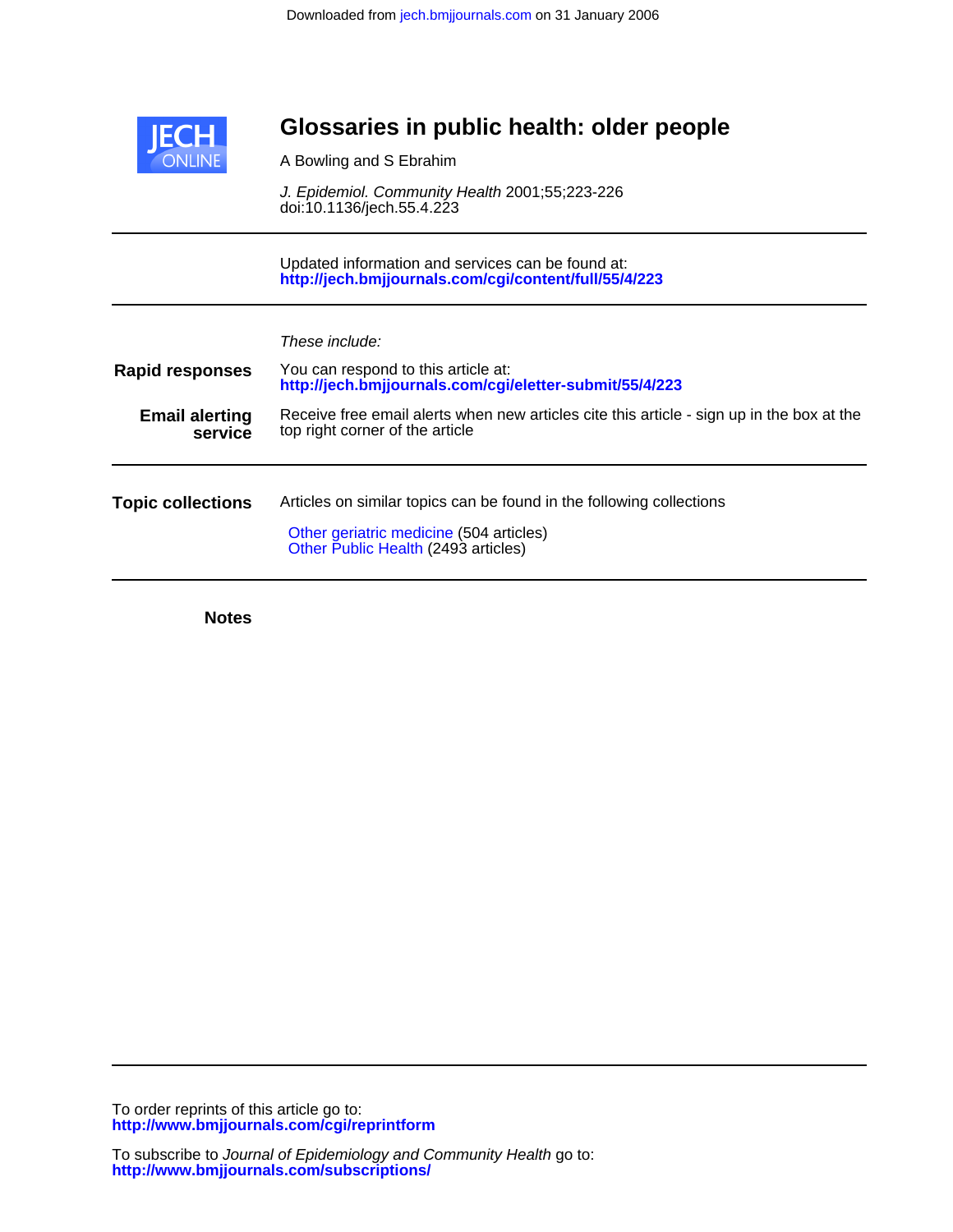Downloaded from jech.bmjjournals.com on 31 January 2006

# Glossaries in public health: older people

A Bowling and S Ebrahim

*J. Epidemiol. Community Health* 2001;55;223-226
doi:10.1136/jech.55.4.223

Updated information and services can be found at:
**http://jech.bmjjournals.com/cgi/content/full/55/4/223**

*These include:*

**Rapid responses**
You can respond to this article at:
**http://jech.bmjjournals.com/cgi/eletter-submit/55/4/223**

**Email alerting service**
Receive free email alerts when new articles cite this article - sign up in the box at the top right corner of the article

**Topic collections**
Articles on similar topics can be found in the following collections

Other geriatric medicine (504 articles)
Other Public Health (2493 articles)

**Notes**

To order reprints of this article go to:
**http://www.bmjjournals.com/cgi/reprintform**

To subscribe to *Journal of Epidemiology and Community Health* go to:
**http://www.bmjjournals.com/subscriptions/**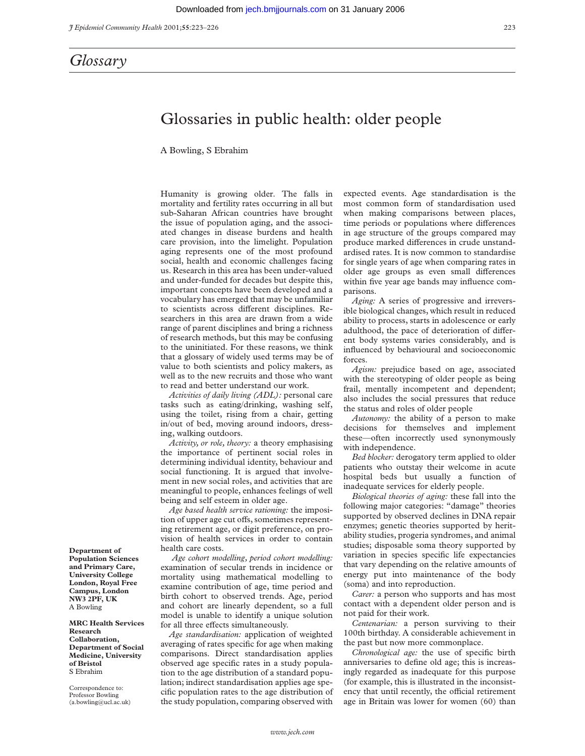# Glossary

# Glossaries in public health: older people

A Bowling, S Ebrahim

**Department of Population Sciences and Primary Care, University College London, Royal Free Campus, London NW3 2PF, UK**
A Bowling

**MRC Health Services Research Collaboration, Department of Social Medicine, University of Bristol**
S Ebrahim

Correspondence to: Professor Bowling (a.bowling@ucl.ac.uk)

Humanity is growing older. The falls in mortality and fertility rates occurring in all but sub-Saharan African countries have brought the issue of population aging, and the associated changes in disease burdens and health care provision, into the limelight. Population aging represents one of the most profound social, health and economic challenges facing us. Research in this area has been under-valued and under-funded for decades but despite this, important concepts have been developed and a vocabulary has emerged that may be unfamiliar to scientists across different disciplines. Researchers in this area are drawn from a wide range of parent disciplines and bring a richness of research methods, but this may be confusing to the uninitiated. For these reasons, we think that a glossary of widely used terms may be of value to both scientists and policy makers, as well as to the new recruits and those who want to read and better understand our work.

*Activities of daily living (ADL):* personal care tasks such as eating/drinking, washing self, using the toilet, rising from a chair, getting in/out of bed, moving around indoors, dressing, walking outdoors.

*Activity, or role, theory:* a theory emphasising the importance of pertinent social roles in determining individual identity, behaviour and social functioning. It is argued that involvement in new social roles, and activities that are meaningful to people, enhances feelings of well being and self esteem in older age.

*Age based health service rationing:* the imposition of upper age cut offs, sometimes representing retirement age, or digit preference, on provision of health services in order to contain health care costs.

*Age cohort modelling, period cohort modelling:* examination of secular trends in incidence or mortality using mathematical modelling to examine contribution of age, time period and birth cohort to observed trends. Age, period and cohort are linearly dependent, so a full model is unable to identify a unique solution for all three effects simultaneously.

*Age standardisation:* application of weighted averaging of rates specific for age when making comparisons. Direct standardisation applies observed age specific rates in a study population to the age distribution of a standard population; indirect standardisation applies age specific population rates to the age distribution of the study population, comparing observed with expected events. Age standardisation is the most common form of standardisation used when making comparisons between places, time periods or populations where differences in age structure of the groups compared may produce marked differences in crude unstandardised rates. It is now common to standardise for single years of age when comparing rates in older age groups as even small differences within five year age bands may influence comparisons.

*Aging:* A series of progressive and irreversible biological changes, which result in reduced ability to process, starts in adolescence or early adulthood, the pace of deterioration of different body systems varies considerably, and is influenced by behavioural and socioeconomic forces.

*Agism:* prejudice based on age, associated with the stereotyping of older people as being frail, mentally incompetent and dependent; also includes the social pressures that reduce the status and roles of older people

*Autonomy:* the ability of a person to make decisions for themselves and implement these—often incorrectly used synonymously with independence.

*Bed blocker:* derogatory term applied to older patients who outstay their welcome in acute hospital beds but usually a function of inadequate services for elderly people.

*Biological theories of aging:* these fall into the following major categories: "damage" theories supported by observed declines in DNA repair enzymes; genetic theories supported by heritability studies, progeria syndromes, and animal studies; disposable soma theory supported by variation in species specific life expectancies that vary depending on the relative amounts of energy put into maintenance of the body (soma) and into reproduction.

*Carer:* a person who supports and has most contact with a dependent older person and is not paid for their work.

*Centenarian:* a person surviving to their 100th birthday. A considerable achievement in the past but now more commonplace.

*Chronological age:* the use of specific birth anniversaries to define old age; this is increasingly regarded as inadequate for this purpose (for example, this is illustrated in the inconsistency that until recently, the official retirement age in Britain was lower for women (60) than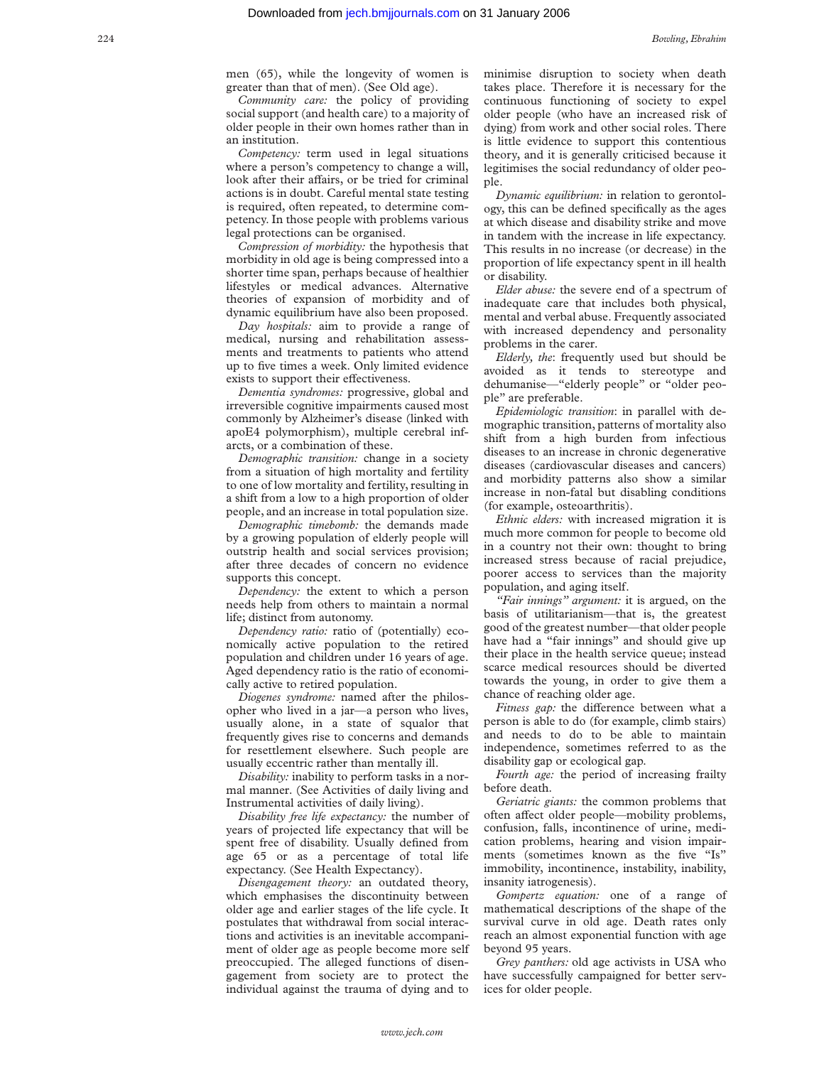men (65), while the longevity of women is greater than that of men). (See Old age).

*Community care:* the policy of providing social support (and health care) to a majority of older people in their own homes rather than in an institution.

*Competency:* term used in legal situations where a person's competency to change a will, look after their affairs, or be tried for criminal actions is in doubt. Careful mental state testing is required, often repeated, to determine competency. In those people with problems various legal protections can be organised.

*Compression of morbidity:* the hypothesis that morbidity in old age is being compressed into a shorter time span, perhaps because of healthier lifestyles or medical advances. Alternative theories of expansion of morbidity and of dynamic equilibrium have also been proposed.

*Day hospitals:* aim to provide a range of medical, nursing and rehabilitation assessments and treatments to patients who attend up to five times a week. Only limited evidence exists to support their effectiveness.

*Dementia syndromes:* progressive, global and irreversible cognitive impairments caused most commonly by Alzheimer's disease (linked with apoE4 polymorphism), multiple cerebral infarcts, or a combination of these.

*Demographic transition:* change in a society from a situation of high mortality and fertility to one of low mortality and fertility, resulting in a shift from a low to a high proportion of older people, and an increase in total population size.

*Demographic timebomb:* the demands made by a growing population of elderly people will outstrip health and social services provision; after three decades of concern no evidence supports this concept.

*Dependency:* the extent to which a person needs help from others to maintain a normal life; distinct from autonomy.

*Dependency ratio:* ratio of (potentially) economically active population to the retired population and children under 16 years of age. Aged dependency ratio is the ratio of economically active to retired population.

*Diogenes syndrome:* named after the philosopher who lived in a jar—a person who lives, usually alone, in a state of squalor that frequently gives rise to concerns and demands for resettlement elsewhere. Such people are usually eccentric rather than mentally ill.

*Disability:* inability to perform tasks in a normal manner. (See Activities of daily living and Instrumental activities of daily living).

*Disability free life expectancy:* the number of years of projected life expectancy that will be spent free of disability. Usually defined from age 65 or as a percentage of total life expectancy. (See Health Expectancy).

*Disengagement theory:* an outdated theory, which emphasises the discontinuity between older age and earlier stages of the life cycle. It postulates that withdrawal from social interactions and activities is an inevitable accompaniment of older age as people become more self preoccupied. The alleged functions of disengagement from society are to protect the individual against the trauma of dying and to minimise disruption to society when death takes place. Therefore it is necessary for the continuous functioning of society to expel older people (who have an increased risk of dying) from work and other social roles. There is little evidence to support this contentious theory, and it is generally criticised because it legitimises the social redundancy of older people.

*Dynamic equilibrium:* in relation to gerontology, this can be defined specifically as the ages at which disease and disability strike and move in tandem with the increase in life expectancy. This results in no increase (or decrease) in the proportion of life expectancy spent in ill health or disability.

*Elder abuse:* the severe end of a spectrum of inadequate care that includes both physical, mental and verbal abuse. Frequently associated with increased dependency and personality problems in the carer.

*Elderly, the*: frequently used but should be avoided as it tends to stereotype and dehumanise—"elderly people" or "older people" are preferable.

*Epidemiologic transition*: in parallel with demographic transition, patterns of mortality also shift from a high burden from infectious diseases to an increase in chronic degenerative diseases (cardiovascular diseases and cancers) and morbidity patterns also show a similar increase in non-fatal but disabling conditions (for example, osteoarthritis).

*Ethnic elders:* with increased migration it is much more common for people to become old in a country not their own: thought to bring increased stress because of racial prejudice, poorer access to services than the majority population, and aging itself.

*"Fair innings" argument:* it is argued, on the basis of utilitarianism—that is, the greatest good of the greatest number—that older people have had a "fair innings" and should give up their place in the health service queue; instead scarce medical resources should be diverted towards the young, in order to give them a chance of reaching older age.

*Fitness gap:* the difference between what a person is able to do (for example, climb stairs) and needs to do to be able to maintain independence, sometimes referred to as the disability gap or ecological gap.

*Fourth age:* the period of increasing frailty before death.

*Geriatric giants:* the common problems that often affect older people—mobility problems, confusion, falls, incontinence of urine, medication problems, hearing and vision impairments (sometimes known as the five "Is" immobility, incontinence, instability, inability, insanity iatrogenesis).

*Gompertz equation:* one of a range of mathematical descriptions of the shape of the survival curve in old age. Death rates only reach an almost exponential function with age beyond 95 years.

*Grey panthers:* old age activists in USA who have successfully campaigned for better services for older people.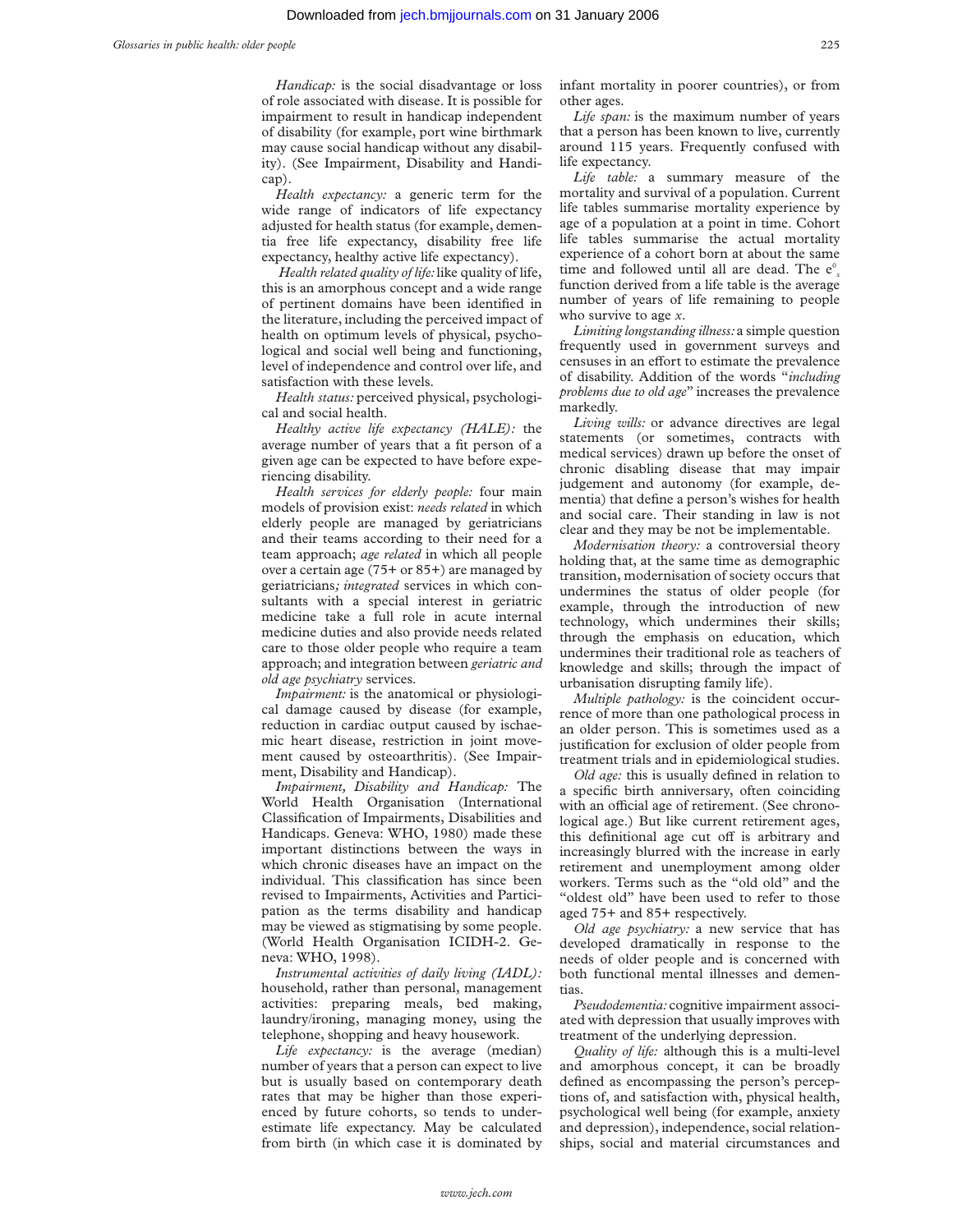*Handicap:* is the social disadvantage or loss of role associated with disease. It is possible for impairment to result in handicap independent of disability (for example, port wine birthmark may cause social handicap without any disability). (See Impairment, Disability and Handicap).

*Health expectancy:* a generic term for the wide range of indicators of life expectancy adjusted for health status (for example, dementia free life expectancy, disability free life expectancy, healthy active life expectancy).

*Health related quality of life:* like quality of life, this is an amorphous concept and a wide range of pertinent domains have been identified in the literature, including the perceived impact of health on optimum levels of physical, psychological and social well being and functioning, level of independence and control over life, and satisfaction with these levels.

*Health status:* perceived physical, psychological and social health.

*Healthy active life expectancy (HALE):* the average number of years that a fit person of a given age can be expected to have before experiencing disability.

*Health services for elderly people:* four main models of provision exist: *needs related* in which elderly people are managed by geriatricians and their teams according to their need for a team approach; *age related* in which all people over a certain age (75+ or 85+) are managed by geriatricians*; integrated* services in which consultants with a special interest in geriatric medicine take a full role in acute internal medicine duties and also provide needs related care to those older people who require a team approach; and integration between *geriatric and old age psychiatry* services.

*Impairment:* is the anatomical or physiological damage caused by disease (for example, reduction in cardiac output caused by ischaemic heart disease, restriction in joint movement caused by osteoarthritis). (See Impairment, Disability and Handicap).

*Impairment, Disability and Handicap:* The World Health Organisation (International Classification of Impairments, Disabilities and Handicaps. Geneva: WHO, 1980) made these important distinctions between the ways in which chronic diseases have an impact on the individual. This classification has since been revised to Impairments, Activities and Participation as the terms disability and handicap may be viewed as stigmatising by some people. (World Health Organisation ICIDH-2. Geneva: WHO, 1998).

*Instrumental activities of daily living (IADL):* household, rather than personal, management activities: preparing meals, bed making, laundry/ironing, managing money, using the telephone, shopping and heavy housework.

*Life expectancy:* is the average (median) number of years that a person can expect to live but is usually based on contemporary death rates that may be higher than those experienced by future cohorts, so tends to underestimate life expectancy. May be calculated from birth (in which case it is dominated by infant mortality in poorer countries), or from other ages.

*Life span:* is the maximum number of years that a person has been known to live, currently around 115 years. Frequently confused with life expectancy.

*Life table:* a summary measure of the mortality and survival of a population. Current life tables summarise mortality experience by age of a population at a point in time. Cohort life tables summarise the actual mortality experience of a cohort born at about the same time and followed until all are dead. The $e^0_x$ function derived from a life table is the average number of years of life remaining to people who survive to age *x*.

*Limiting longstanding illness:* a simple question frequently used in government surveys and censuses in an effort to estimate the prevalence of disability. Addition of the words "*including problems due to old age*" increases the prevalence markedly.

*Living wills:* or advance directives are legal statements (or sometimes, contracts with medical services) drawn up before the onset of chronic disabling disease that may impair judgement and autonomy (for example, dementia) that define a person's wishes for health and social care. Their standing in law is not clear and they may be not be implementable.

*Modernisation theory:* a controversial theory holding that, at the same time as demographic transition, modernisation of society occurs that undermines the status of older people (for example, through the introduction of new technology, which undermines their skills; through the emphasis on education, which undermines their traditional role as teachers of knowledge and skills; through the impact of urbanisation disrupting family life).

*Multiple pathology:* is the coincident occurrence of more than one pathological process in an older person. This is sometimes used as a justification for exclusion of older people from treatment trials and in epidemiological studies.

*Old age:* this is usually defined in relation to a specific birth anniversary, often coinciding with an official age of retirement. (See chronological age.) But like current retirement ages, this definitional age cut off is arbitrary and increasingly blurred with the increase in early retirement and unemployment among older workers. Terms such as the "old old" and the "oldest old" have been used to refer to those aged 75+ and 85+ respectively.

*Old age psychiatry:* a new service that has developed dramatically in response to the needs of older people and is concerned with both functional mental illnesses and dementias.

*Pseudodementia:* cognitive impairment associated with depression that usually improves with treatment of the underlying depression.

*Quality of life:* although this is a multi-level and amorphous concept, it can be broadly defined as encompassing the person's perceptions of, and satisfaction with, physical health, psychological well being (for example, anxiety and depression), independence, social relationships, social and material circumstances and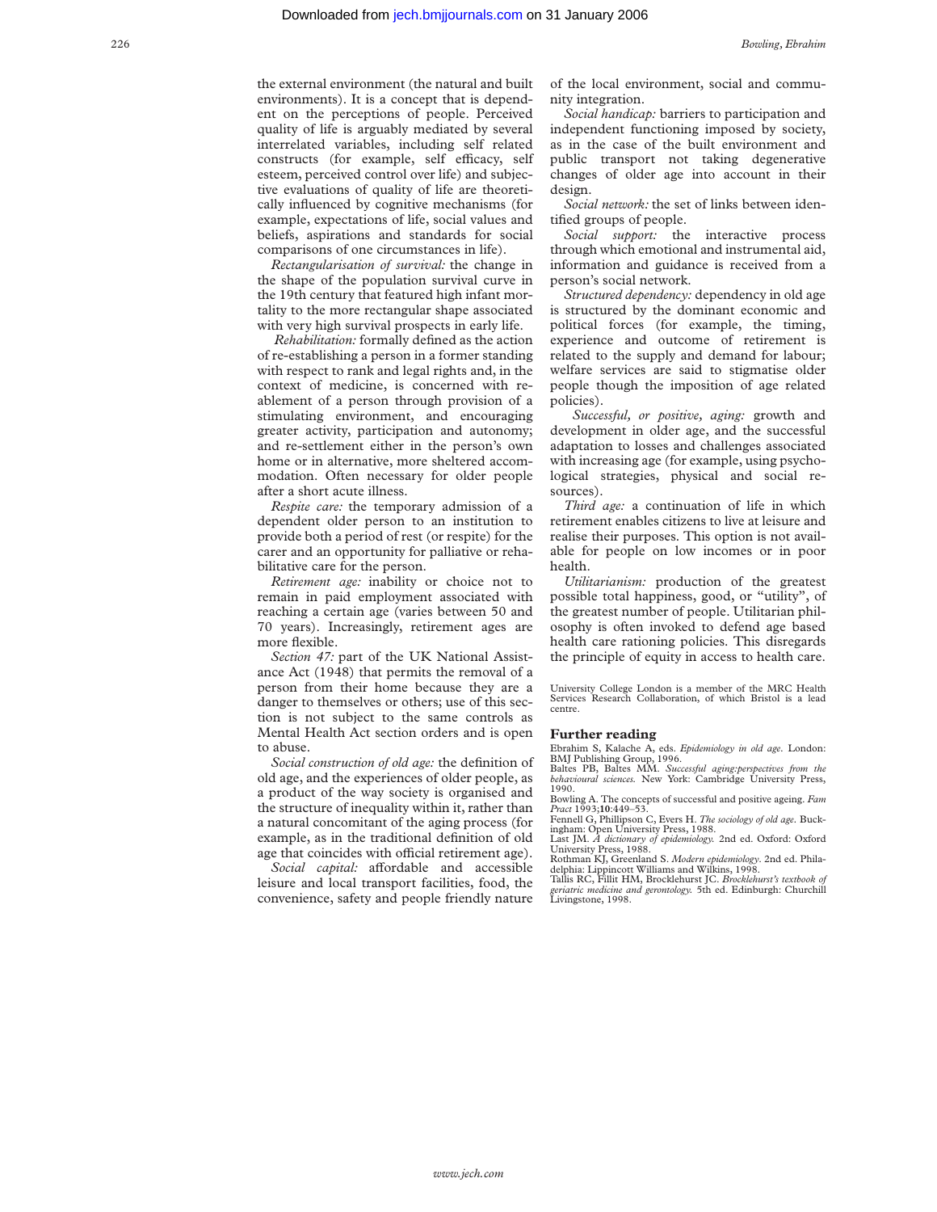the external environment (the natural and built environments). It is a concept that is dependent on the perceptions of people. Perceived quality of life is arguably mediated by several interrelated variables, including self related constructs (for example, self efficacy, self esteem, perceived control over life) and subjective evaluations of quality of life are theoretically influenced by cognitive mechanisms (for example, expectations of life, social values and beliefs, aspirations and standards for social comparisons of one circumstances in life).

*Rectangularisation of survival:* the change in the shape of the population survival curve in the 19th century that featured high infant mortality to the more rectangular shape associated with very high survival prospects in early life.

*Rehabilitation:* formally defined as the action of re-establishing a person in a former standing with respect to rank and legal rights and, in the context of medicine, is concerned with re-ablement of a person through provision of a stimulating environment, and encouraging greater activity, participation and autonomy; and re-settlement either in the person's own home or in alternative, more sheltered accommodation. Often necessary for older people after a short acute illness.

*Respite care:* the temporary admission of a dependent older person to an institution to provide both a period of rest (or respite) for the carer and an opportunity for palliative or rehabilitative care for the person.

*Retirement age:* inability or choice not to remain in paid employment associated with reaching a certain age (varies between 50 and 70 years). Increasingly, retirement ages are more flexible.

*Section 47:* part of the UK National Assistance Act (1948) that permits the removal of a person from their home because they are a danger to themselves or others; use of this section is not subject to the same controls as Mental Health Act section orders and is open to abuse.

*Social construction of old age:* the definition of old age, and the experiences of older people, as a product of the way society is organised and the structure of inequality within it, rather than a natural concomitant of the aging process (for example, as in the traditional definition of old age that coincides with official retirement age).

*Social capital:* affordable and accessible leisure and local transport facilities, food, the convenience, safety and people friendly nature of the local environment, social and community integration.

*Social handicap:* barriers to participation and independent functioning imposed by society, as in the case of the built environment and public transport not taking degenerative changes of older age into account in their design.

*Social network:* the set of links between identified groups of people.

*Social support:* the interactive process through which emotional and instrumental aid, information and guidance is received from a person's social network.

*Structured dependency:* dependency in old age is structured by the dominant economic and political forces (for example, the timing, experience and outcome of retirement is related to the supply and demand for labour; welfare services are said to stigmatise older people though the imposition of age related policies).

*Successful, or positive, aging:* growth and development in older age, and the successful adaptation to losses and challenges associated with increasing age (for example, using psychological strategies, physical and social resources).

*Third age:* a continuation of life in which retirement enables citizens to live at leisure and realise their purposes. This option is not available for people on low incomes or in poor health.

*Utilitarianism:* production of the greatest possible total happiness, good, or "utility", of the greatest number of people. Utilitarian philosophy is often invoked to defend age based health care rationing policies. This disregards the principle of equity in access to health care.

University College London is a member of the MRC Health Services Research Collaboration, of which Bristol is a lead centre.

## Further reading

Ebrahim S, Kalache A, eds. *Epidemiology in old age*. London: BMJ Publishing Group, 1996.

Baltes PB, Baltes MM. *Successful aging:perspectives from the behavioural sciences*. New York: Cambridge University Press, 1990.

Bowling A. The concepts of successful and positive ageing. *Fam Pract* 1993;**10**:449–53.

Fennell G, Phillipson C, Evers H. *The sociology of old age*. Buckingham: Open University Press, 1988.

Last JM. *A dictionary of epidemiology*. 2nd ed. Oxford: Oxford University Press, 1988.

Rothman KJ, Greenland S. *Modern epidemiology*. 2nd ed. Philadelphia: Lippincott Williams and Wilkins, 1998.

Tallis RC, Fillit HM, Brocklehurst JC. *Brocklehurst's textbook of geriatric medicine and gerontology*. 5th ed. Edinburgh: Churchill Livingstone, 1998.